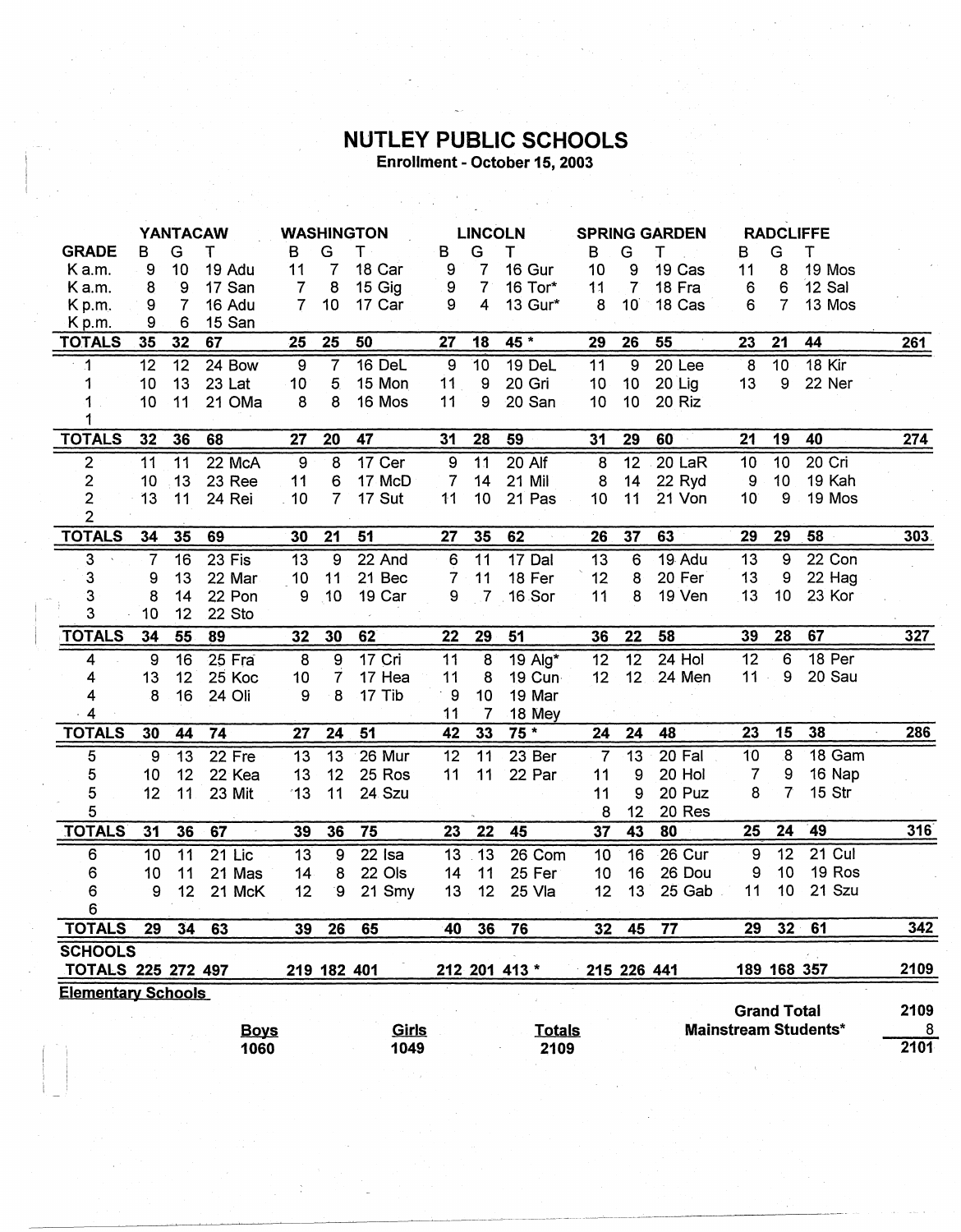# NUTLEY PUBLIC SCHOOLS

**Enrollment - October 15, 2003**

| | YANTACAW | | | WASHINGTON | | | LINCOLN | | | SPRING GARDEN | | | RADCLIFFE | | | |
|---|---|---|---|---|---|---|---|---|---|---|---|---|---|---|---|---|
| GRADE | B | G | T | B | G | T | B | G | T | B | G | T | B | G | T | |
| K a.m. | 9 | 10 | 19 Adu | 11 | 7 | 18 Car | 9 | 7 | 16 Gur | 10 | 9 | 19 Cas | 11 | 8 | 19 Mos | |
| K a.m. | 8 | 9 | 17 San | 7 | 8 | 15 Gig | 9 | 7 | 16 Tor* | 11 | 7 | 18 Fra | 6 | 6 | 12 Sal | |
| K p.m. | 9 | 7 | 16 Adu | 7 | 10 | 17 Car | 9 | 4 | 13 Gur* | 8 | 10 | 18 Cas | 6 | 7 | 13 Mos | |
| K p.m. | 9 | 6 | 15 San | | | | | | | | | | | | | |
| **TOTALS** | **35** | **32** | **67** | **25** | **25** | **50** | **27** | **18** | **45 *** | **29** | **26** | **55** | **23** | **21** | **44** | **261** |
| 1 | 12 | 12 | 24 Bow | 9 | 7 | 16 DeL | 9 | 10 | 19 DeL | 11 | 9 | 20 Lee | 8 | 10 | 18 Kir | |
| 1 | 10 | 13 | 23 Lat | 10 | 5 | 15 Mon | 11 | 9 | 20 Gri | 10 | 10 | 20 Lig | 13 | 9 | 22 Ner | |
| 1 | 10 | 11 | 21 OMa | 8 | 8 | 16 Mos | 11 | 9 | 20 San | 10 | 10 | 20 Riz | | | | |
| 1 | | | | | | | | | | | | | | | | |
| **TOTALS** | **32** | **36** | **68** | **27** | **20** | **47** | **31** | **28** | **59** | **31** | **29** | **60** | **21** | **19** | **40** | **274** |
| 2 | 11 | 11 | 22 McA | 9 | 8 | 17 Cer | 9 | 11 | 20 Alf | 8 | 12 | 20 LaR | 10 | 10 | 20 Cri | |
| 2 | 10 | 13 | 23 Ree | 11 | 6 | 17 McD | 7 | 14 | 21 Mil | 8 | 14 | 22 Ryd | 9 | 10 | 19 Kah | |
| 2 | 13 | 11 | 24 Rei | 10 | 7 | 17 Sut | 11 | 10 | 21 Pas | 10 | 11 | 21 Von | 10 | 9 | 19 Mos | |
| 2 | | | | | | | | | | | | | | | | |
| **TOTALS** | **34** | **35** | **69** | **30** | **21** | **51** | **27** | **35** | **62** | **26** | **37** | **63** | **29** | **29** | **58** | **303** |
| 3 | 7 | 16 | 23 Fis | 13 | 9 | 22 And | 6 | 11 | 17 Dal | 13 | 6 | 19 Adu | 13 | 9 | 22 Con | |
| 3 | 9 | 13 | 22 Mar | 10 | 11 | 21 Bec | 7 | 11 | 18 Fer | 12 | 8 | 20 Fer | 13 | 9 | 22 Hag | |
| 3 | 8 | 14 | 22 Pon | 9 | 10 | 19 Car | 9 | 7 | 16 Sor | 11 | 8 | 19 Ven | 13 | 10 | 23 Kor | |
| 3 | 10 | 12 | 22 Sto | | | | | | | | | | | | | |
| **TOTALS** | **34** | **55** | **89** | **32** | **30** | **62** | **22** | **29** | **51** | **36** | **22** | **58** | **39** | **28** | **67** | **327** |
| 4 | 9 | 16 | 25 Fra | 8 | 9 | 17 Cri | 11 | 8 | 19 Alg* | 12 | 12 | 24 Hol | 12 | 6 | 18 Per | |
| 4 | 13 | 12 | 25 Koc | 10 | 7 | 17 Hea | 11 | 8 | 19 Cun | 12 | 12 | 24 Men | 11 | 9 | 20 Sau | |
| 4 | 8 | 16 | 24 Oli | 9 | 8 | 17 Tib | 9 | 10 | 19 Mar | | | | | | | |
| 4 | | | | | | | 11 | 7 | 18 Mey | | | | | | | |
| **TOTALS** | **30** | **44** | **74** | **27** | **24** | **51** | **42** | **33** | **75 *** | **24** | **24** | **48** | **23** | **15** | **38** | **286** |
| 5 | 9 | 13 | 22 Fre | 13 | 13 | 26 Mur | 12 | 11 | 23 Ber | 7 | 13 | 20 Fal | 10 | 8 | 18 Gam | |
| 5 | 10 | 12 | 22 Kea | 13 | 12 | 25 Ros | 11 | 11 | 22 Par | 11 | 9 | 20 Hol | 7 | 9 | 16 Nap | |
| 5 | 12 | 11 | 23 Mit | 13 | 11 | 24 Szu | | | | 11 | 9 | 20 Puz | 8 | 7 | 15 Str | |
| 5 | | | | | | | | | | 8 | 12 | 20 Res | | | | |
| **TOTALS** | **31** | **36** | **67** | **39** | **36** | **75** | **23** | **22** | **45** | **37** | **43** | **80** | **25** | **24** | **49** | **316** |
| 6 | 10 | 11 | 21 Lic | 13 | 9 | 22 Isa | 13 | 13 | 26 Com | 10 | 16 | 26 Cur | 9 | 12 | 21 Cul | |
| 6 | 10 | 11 | 21 Mas | 14 | 8 | 22 Ols | 14 | 11 | 25 Fer | 10 | 16 | 26 Dou | 9 | 10 | 19 Ros | |
| 6 | 9 | 12 | 21 McK | 12 | 9 | 21 Smy | 13 | 12 | 25 Vla | 12 | 13 | 25 Gab | 11 | 10 | 21 Szu | |
| 6 | | | | | | | | | | | | | | | | |
| **TOTALS** | **29** | **34** | **63** | **39** | **26** | **65** | **40** | **36** | **76** | **32** | **45** | **77** | **29** | **32** | **61** | **342** |
| **SCHOOLS TOTALS** | **225** | **272** | **497** | **219** | **182** | **401** | **212** | **201** | **413 *** | **215** | **226** | **441** | **189** | **168** | **357** | **2109** |

**Elementary Schools**

| Boys | Girls | Totals |
|---|---|---|
| 1060 | 1049 | 2109 |

| | |
|---|---|
| **Grand Total** | **2109** |
| **Mainstream Students*** | **8** |
| | **2101** |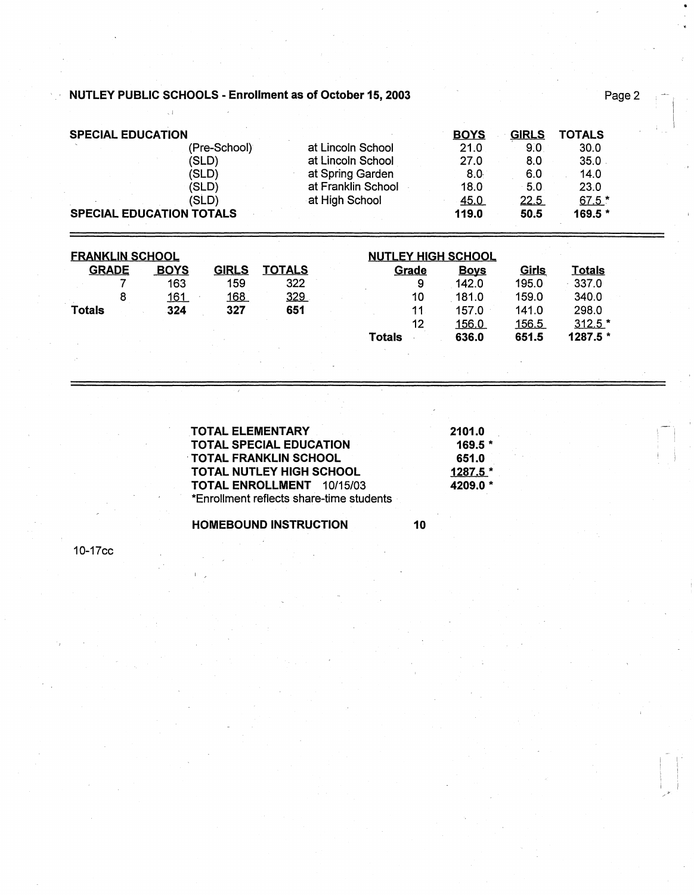## NUTLEY PUBLIC SCHOOLS - Enrollment as of October 15, 2003

| SPECIAL EDUCATION | | BOYS | GIRLS | TOTALS |
|---|---|---|---|---|
| (Pre-School) | at Lincoln School | 21.0 | 9.0 | 30.0 |
| (SLD) | at Lincoln School | 27.0 | 8.0 | 35.0 |
| (SLD) | at Spring Garden | 8.0 | 6.0 | 14.0 |
| (SLD) | at Franklin School | 18.0 | 5.0 | 23.0 |
| (SLD) | at High School | 45.0 | 22.5 | 67.5 * |
| **SPECIAL EDUCATION TOTALS** | | **119.0** | **50.5** | **169.5 *** |

**FRANKLIN SCHOOL**

| GRADE | BOYS | GIRLS | TOTALS |
|---|---|---|---|
| 7 | 163 | 159 | 322 |
| 8 | 161 | 168 | 329 |
| **Totals** | **324** | **327** | **651** |

**NUTLEY HIGH SCHOOL**

| Grade | Boys | Girls | Totals |
|---|---|---|---|
| 9 | 142.0 | 195.0 | 337.0 |
| 10 | 181.0 | 159.0 | 340.0 |
| 11 | 157.0 | 141.0 | 298.0 |
| 12 | 156.0 | 156.5 | 312.5 * |
| **Totals** | **636.0** | **651.5** | **1287.5 *** |

| | |
|---|---|
| **TOTAL ELEMENTARY** | **2101.0** |
| **TOTAL SPECIAL EDUCATION** | **169.5 *** |
| **TOTAL FRANKLIN SCHOOL** | **651.0** |
| **TOTAL NUTLEY HIGH SCHOOL** | **1287.5 *** |
| **TOTAL ENROLLMENT** 10/15/03 | **4209.0 *** |

*Enrollment reflects share-time students

**HOMEBOUND INSTRUCTION** **10**

10-17cc